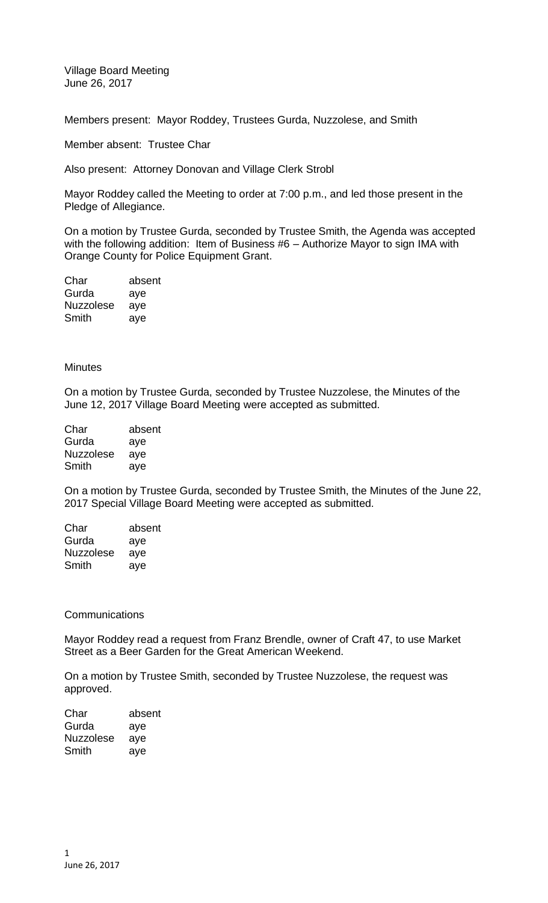Village Board Meeting
June 26, 2017

Members present: Mayor Roddey, Trustees Gurda, Nuzzolese, and Smith

Member absent: Trustee Char

Also present: Attorney Donovan and Village Clerk Strobl

Mayor Roddey called the Meeting to order at 7:00 p.m., and led those present in the Pledge of Allegiance.

On a motion by Trustee Gurda, seconded by Trustee Smith, the Agenda was accepted with the following addition: Item of Business #6 – Authorize Mayor to sign IMA with Orange County for Police Equipment Grant.

| | |
|---|---|
| Char | absent |
| Gurda | aye |
| Nuzzolese | aye |
| Smith | aye |

Minutes

On a motion by Trustee Gurda, seconded by Trustee Nuzzolese, the Minutes of the June 12, 2017 Village Board Meeting were accepted as submitted.

| | |
|---|---|
| Char | absent |
| Gurda | aye |
| Nuzzolese | aye |
| Smith | aye |

On a motion by Trustee Gurda, seconded by Trustee Smith, the Minutes of the June 22, 2017 Special Village Board Meeting were accepted as submitted.

| | |
|---|---|
| Char | absent |
| Gurda | aye |
| Nuzzolese | aye |
| Smith | aye |

Communications

Mayor Roddey read a request from Franz Brendle, owner of Craft 47, to use Market Street as a Beer Garden for the Great American Weekend.

On a motion by Trustee Smith, seconded by Trustee Nuzzolese, the request was approved.

| | |
|---|---|
| Char | absent |
| Gurda | aye |
| Nuzzolese | aye |
| Smith | aye |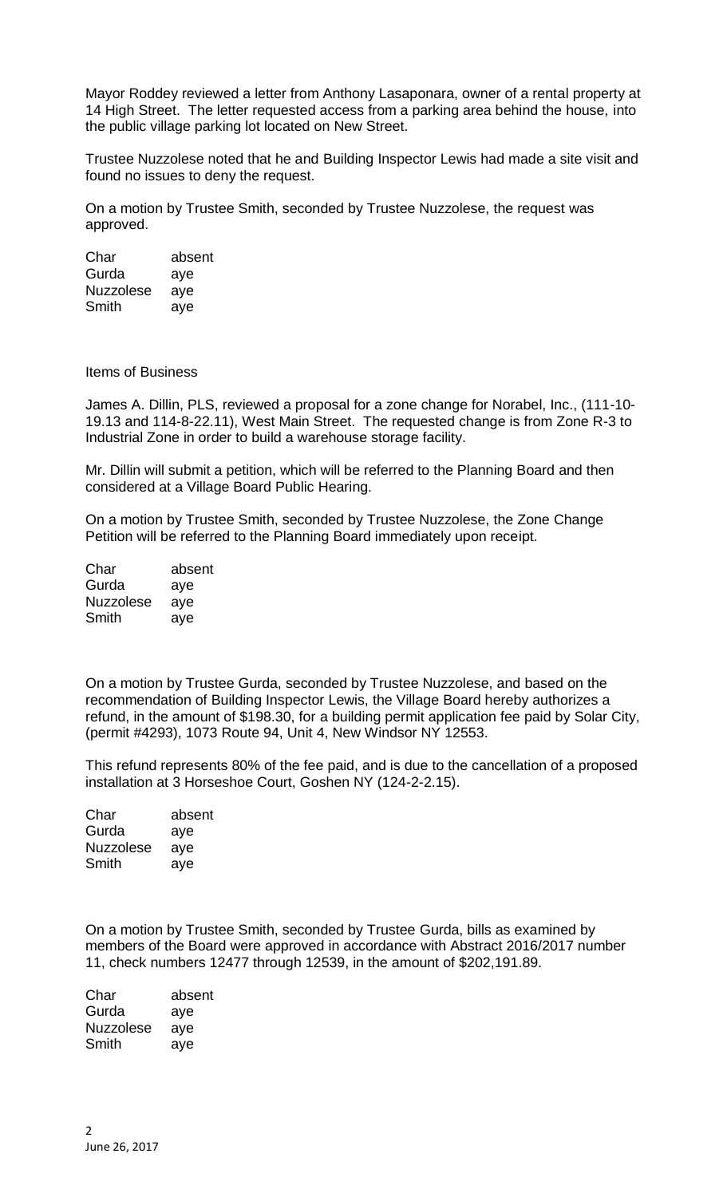Mayor Roddey reviewed a letter from Anthony Lasaponara, owner of a rental property at 14 High Street. The letter requested access from a parking area behind the house, into the public village parking lot located on New Street.

Trustee Nuzzolese noted that he and Building Inspector Lewis had made a site visit and found no issues to deny the request.

On a motion by Trustee Smith, seconded by Trustee Nuzzolese, the request was approved.

| | |
|---|---|
| Char | absent |
| Gurda | aye |
| Nuzzolese | aye |
| Smith | aye |

Items of Business

James A. Dillin, PLS, reviewed a proposal for a zone change for Norabel, Inc., (111-10-19.13 and 114-8-22.11), West Main Street. The requested change is from Zone R-3 to Industrial Zone in order to build a warehouse storage facility.

Mr. Dillin will submit a petition, which will be referred to the Planning Board and then considered at a Village Board Public Hearing.

On a motion by Trustee Smith, seconded by Trustee Nuzzolese, the Zone Change Petition will be referred to the Planning Board immediately upon receipt.

| | |
|---|---|
| Char | absent |
| Gurda | aye |
| Nuzzolese | aye |
| Smith | aye |

On a motion by Trustee Gurda, seconded by Trustee Nuzzolese, and based on the recommendation of Building Inspector Lewis, the Village Board hereby authorizes a refund, in the amount of $198.30, for a building permit application fee paid by Solar City, (permit #4293), 1073 Route 94, Unit 4, New Windsor NY 12553.

This refund represents 80% of the fee paid, and is due to the cancellation of a proposed installation at 3 Horseshoe Court, Goshen NY (124-2-2.15).

| | |
|---|---|
| Char | absent |
| Gurda | aye |
| Nuzzolese | aye |
| Smith | aye |

On a motion by Trustee Smith, seconded by Trustee Gurda, bills as examined by members of the Board were approved in accordance with Abstract 2016/2017 number 11, check numbers 12477 through 12539, in the amount of $202,191.89.

| | |
|---|---|
| Char | absent |
| Gurda | aye |
| Nuzzolese | aye |
| Smith | aye |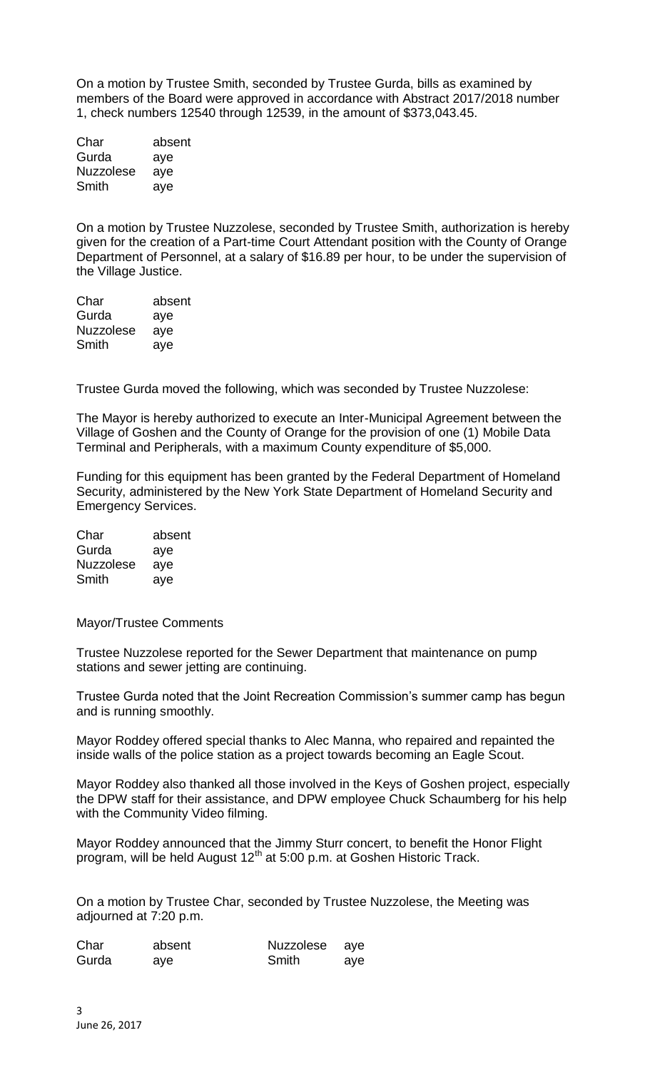On a motion by Trustee Smith, seconded by Trustee Gurda, bills as examined by members of the Board were approved in accordance with Abstract 2017/2018 number 1, check numbers 12540 through 12539, in the amount of $373,043.45.

| | |
|---|---|
| Char | absent |
| Gurda | aye |
| Nuzzolese | aye |
| Smith | aye |

On a motion by Trustee Nuzzolese, seconded by Trustee Smith, authorization is hereby given for the creation of a Part-time Court Attendant position with the County of Orange Department of Personnel, at a salary of $16.89 per hour, to be under the supervision of the Village Justice.

| | |
|---|---|
| Char | absent |
| Gurda | aye |
| Nuzzolese | aye |
| Smith | aye |

Trustee Gurda moved the following, which was seconded by Trustee Nuzzolese:

The Mayor is hereby authorized to execute an Inter-Municipal Agreement between the Village of Goshen and the County of Orange for the provision of one (1) Mobile Data Terminal and Peripherals, with a maximum County expenditure of $5,000.

Funding for this equipment has been granted by the Federal Department of Homeland Security, administered by the New York State Department of Homeland Security and Emergency Services.

| | |
|---|---|
| Char | absent |
| Gurda | aye |
| Nuzzolese | aye |
| Smith | aye |

Mayor/Trustee Comments

Trustee Nuzzolese reported for the Sewer Department that maintenance on pump stations and sewer jetting are continuing.

Trustee Gurda noted that the Joint Recreation Commission's summer camp has begun and is running smoothly.

Mayor Roddey offered special thanks to Alec Manna, who repaired and repainted the inside walls of the police station as a project towards becoming an Eagle Scout.

Mayor Roddey also thanked all those involved in the Keys of Goshen project, especially the DPW staff for their assistance, and DPW employee Chuck Schaumberg for his help with the Community Video filming.

Mayor Roddey announced that the Jimmy Sturr concert, to benefit the Honor Flight program, will be held August 12th at 5:00 p.m. at Goshen Historic Track.

On a motion by Trustee Char, seconded by Trustee Nuzzolese, the Meeting was adjourned at 7:20 p.m.

| | | | |
|---|---|---|---|
| Char | absent | Nuzzolese | aye |
| Gurda | aye | Smith | aye |